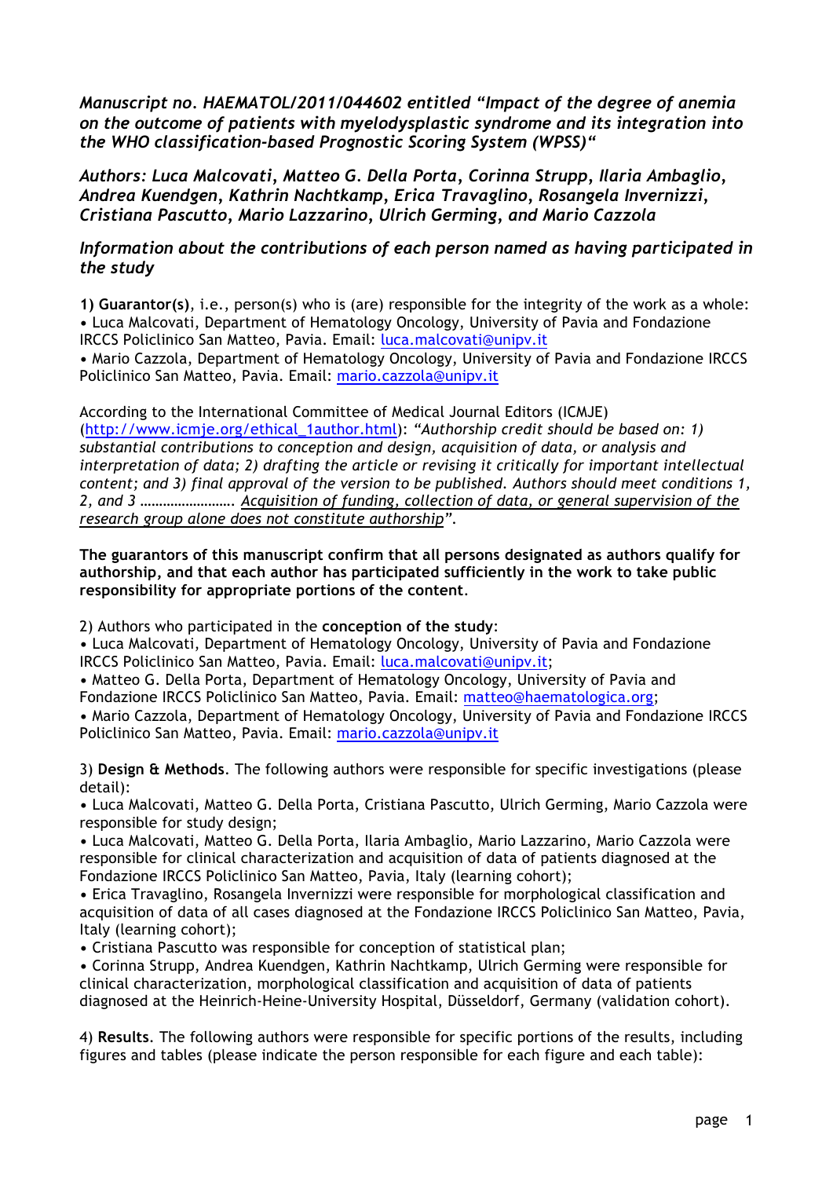*Manuscript no. HAEMATOL/2011/044602 entitled "Impact of the degree of anemia on the outcome of patients with myelodysplastic syndrome and its integration into the WHO classification-based Prognostic Scoring System (WPSS)"*

*Authors: Luca Malcovati, Matteo G. Della Porta, Corinna Strupp, Ilaria Ambaglio, Andrea Kuendgen, Kathrin Nachtkamp, Erica Travaglino, Rosangela Invernizzi, Cristiana Pascutto, Mario Lazzarino, Ulrich Germing, and Mario Cazzola*

*Information about the contributions of each person named as having participated in the study*

**1) Guarantor(s)**, i.e., person(s) who is (are) responsible for the integrity of the work as a whole:
• Luca Malcovati, Department of Hematology Oncology, University of Pavia and Fondazione IRCCS Policlinico San Matteo, Pavia. Email: luca.malcovati@unipv.it
• Mario Cazzola, Department of Hematology Oncology, University of Pavia and Fondazione IRCCS Policlinico San Matteo, Pavia. Email: mario.cazzola@unipv.it

According to the International Committee of Medical Journal Editors (ICMJE) (http://www.icmje.org/ethical_1author.html): *"Authorship credit should be based on: 1) substantial contributions to conception and design, acquisition of data, or analysis and interpretation of data; 2) drafting the article or revising it critically for important intellectual content; and 3) final approval of the version to be published. Authors should meet conditions 1, 2, and 3 ……………………. Acquisition of funding, collection of data, or general supervision of the research group alone does not constitute authorship".*

**The guarantors of this manuscript confirm that all persons designated as authors qualify for authorship, and that each author has participated sufficiently in the work to take public responsibility for appropriate portions of the content**.

2) Authors who participated in the **conception of the study**:
• Luca Malcovati, Department of Hematology Oncology, University of Pavia and Fondazione IRCCS Policlinico San Matteo, Pavia. Email: luca.malcovati@unipv.it;
• Matteo G. Della Porta, Department of Hematology Oncology, University of Pavia and Fondazione IRCCS Policlinico San Matteo, Pavia. Email: matteo@haematologica.org;
• Mario Cazzola, Department of Hematology Oncology, University of Pavia and Fondazione IRCCS Policlinico San Matteo, Pavia. Email: mario.cazzola@unipv.it

3) **Design & Methods**. The following authors were responsible for specific investigations (please detail):
• Luca Malcovati, Matteo G. Della Porta, Cristiana Pascutto, Ulrich Germing, Mario Cazzola were responsible for study design;
• Luca Malcovati, Matteo G. Della Porta, Ilaria Ambaglio, Mario Lazzarino, Mario Cazzola were responsible for clinical characterization and acquisition of data of patients diagnosed at the Fondazione IRCCS Policlinico San Matteo, Pavia, Italy (learning cohort);
• Erica Travaglino, Rosangela Invernizzi were responsible for morphological classification and acquisition of data of all cases diagnosed at the Fondazione IRCCS Policlinico San Matteo, Pavia, Italy (learning cohort);
• Cristiana Pascutto was responsible for conception of statistical plan;
• Corinna Strupp, Andrea Kuendgen, Kathrin Nachtkamp, Ulrich Germing were responsible for clinical characterization, morphological classification and acquisition of data of patients diagnosed at the Heinrich-Heine-University Hospital, Düsseldorf, Germany (validation cohort).

4) **Results**. The following authors were responsible for specific portions of the results, including figures and tables (please indicate the person responsible for each figure and each table):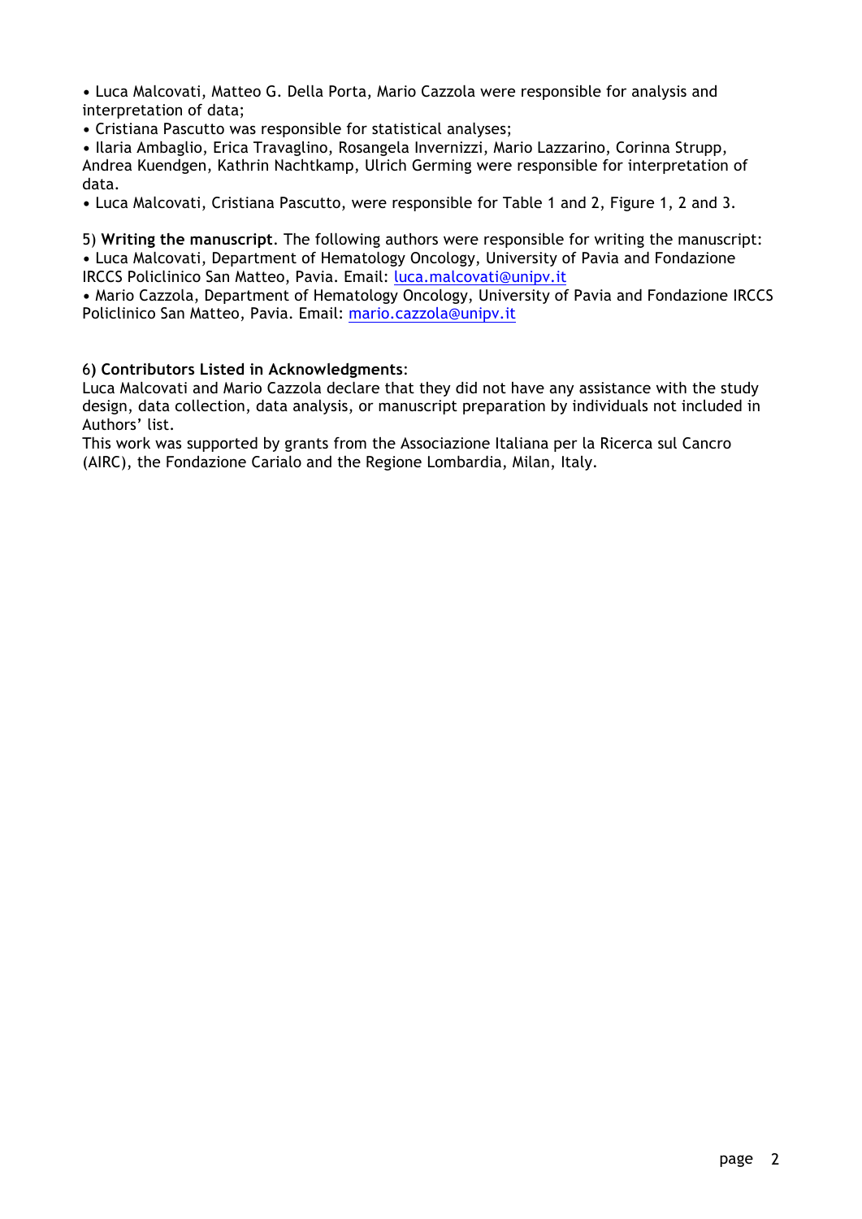• Luca Malcovati, Matteo G. Della Porta, Mario Cazzola were responsible for analysis and interpretation of data;

• Cristiana Pascutto was responsible for statistical analyses;

• Ilaria Ambaglio, Erica Travaglino, Rosangela Invernizzi, Mario Lazzarino, Corinna Strupp, Andrea Kuendgen, Kathrin Nachtkamp, Ulrich Germing were responsible for interpretation of data.

• Luca Malcovati, Cristiana Pascutto, were responsible for Table 1 and 2, Figure 1, 2 and 3.

5) **Writing the manuscript**. The following authors were responsible for writing the manuscript:

• Luca Malcovati, Department of Hematology Oncology, University of Pavia and Fondazione IRCCS Policlinico San Matteo, Pavia. Email: luca.malcovati@unipv.it

• Mario Cazzola, Department of Hematology Oncology, University of Pavia and Fondazione IRCCS Policlinico San Matteo, Pavia. Email: mario.cazzola@unipv.it

6) **Contributors Listed in Acknowledgments**:

Luca Malcovati and Mario Cazzola declare that they did not have any assistance with the study design, data collection, data analysis, or manuscript preparation by individuals not included in Authors' list.

This work was supported by grants from the Associazione Italiana per la Ricerca sul Cancro (AIRC), the Fondazione Carialo and the Regione Lombardia, Milan, Italy.